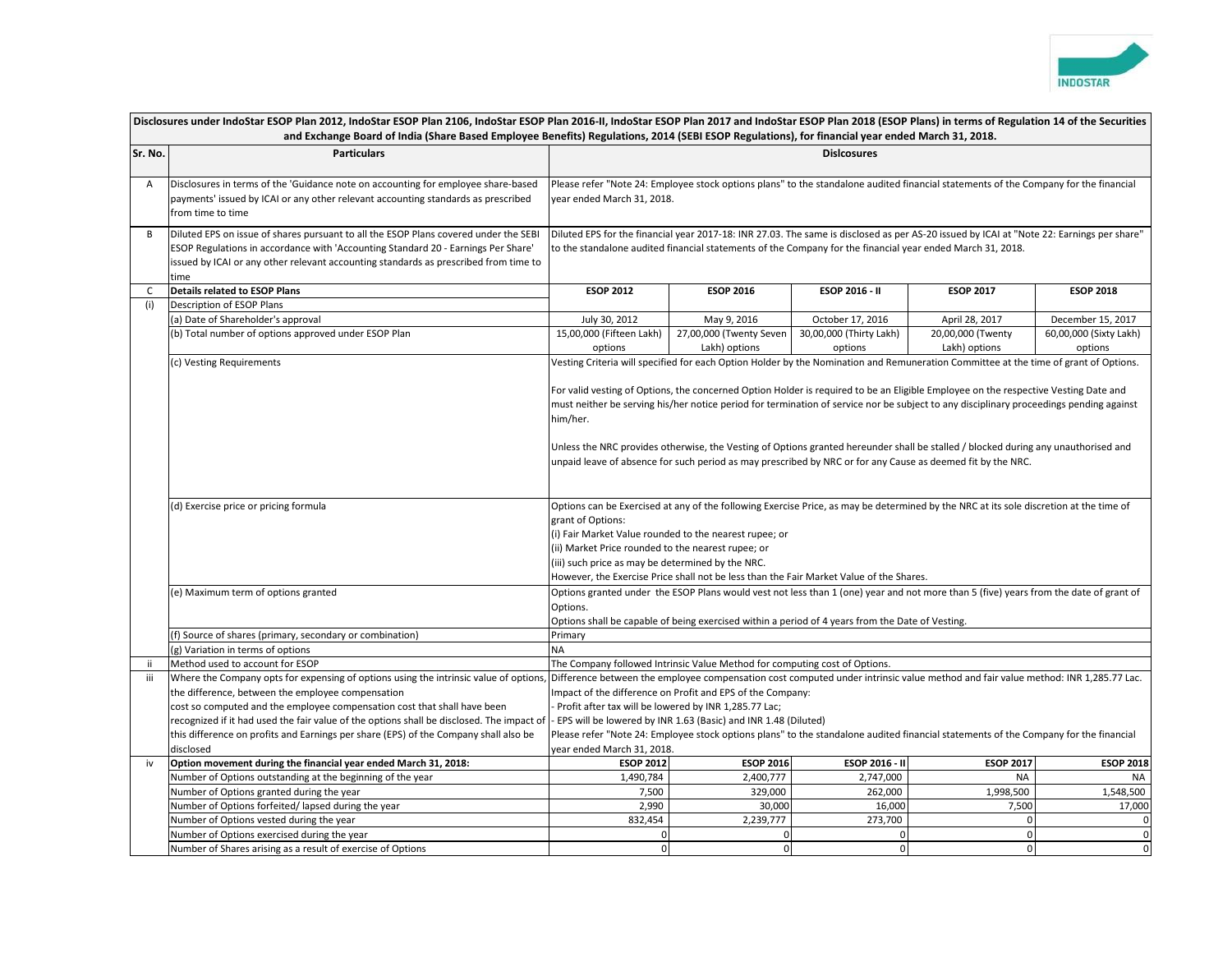| Sr. No. | Particulars | Dislcosures | | | | |
|---|---|---|---|---|---|---|
| A | Disclosures in terms of the 'Guidance note on accounting for employee share-based payments' issued by ICAI or any other relevant accounting standards as prescribed from time to time | Please refer "Note 24: Employee stock options plans" to the standalone audited financial statements of the Company for the financial year ended March 31, 2018. | | | | |
| B | Diluted EPS on issue of shares pursuant to all the ESOP Plans covered under the SEBI ESOP Regulations in accordance with 'Accounting Standard 20 - Earnings Per Share' issued by ICAI or any other relevant accounting standards as prescribed from time to time | Diluted EPS for the financial year 2017-18: INR 27.03. The same is disclosed as per AS-20 issued by ICAI at "Note 22: Earnings per share" to the standalone audited financial statements of the Company for the financial year ended March 31, 2018. | | | | |
| C | **Details related to ESOP Plans** | **ESOP 2012** | **ESOP 2016** | **ESOP 2016 - II** | **ESOP 2017** | **ESOP 2018** |
| (i) | Description of ESOP Plans | | | | | |
| | (a) Date of Shareholder's approval | July 30, 2012 | May 9, 2016 | October 17, 2016 | April 28, 2017 | December 15, 2017 |
| | (b) Total number of options approved under ESOP Plan | 15,00,000 (Fifteen Lakh) options | 27,00,000 (Twenty Seven Lakh) options | 30,00,000 (Thirty Lakh) options | 20,00,000 (Twenty Lakh) options | 60,00,000 (Sixty Lakh) options |
| | (c) Vesting Requirements | Vesting Criteria will specified for each Option Holder by the Nomination and Remuneration Committee at the time of grant of Options.<br><br>For valid vesting of Options, the concerned Option Holder is required to be an Eligible Employee on the respective Vesting Date and must neither be serving his/her notice period for termination of service nor be subject to any disciplinary proceedings pending against him/her.<br><br>Unless the NRC provides otherwise, the Vesting of Options granted hereunder shall be stalled / blocked during any unauthorised and unpaid leave of absence for such period as may prescribed by NRC or for any Cause as deemed fit by the NRC. | | | | |
| | (d) Exercise price or pricing formula | Options can be Exercised at any of the following Exercise Price, as may be determined by the NRC at its sole discretion at the time of grant of Options:<br>(i) Fair Market Value rounded to the nearest rupee; or<br>(ii) Market Price rounded to the nearest rupee; or<br>(iii) such price as may be determined by the NRC.<br>However, the Exercise Price shall not be less than the Fair Market Value of the Shares. | | | | |
| | (e) Maximum term of options granted | Options granted under the ESOP Plans would vest not less than 1 (one) year and not more than 5 (five) years from the date of grant of Options.<br>Options shall be capable of being exercised within a period of 4 years from the Date of Vesting. | | | | |
| | (f) Source of shares (primary, secondary or combination) | Primary | | | | |
| | (g) Variation in terms of options | NA | | | | |
| ii | Method used to account for ESOP | The Company followed Intrinsic Value Method for computing cost of Options. | | | | |
| iii | Where the Company opts for expensing of options using the intrinsic value of options, the difference, between the employee compensation cost so computed and the employee compensation cost that shall have been recognized if it had used the fair value of the options shall be disclosed. The impact of this difference on profits and Earnings per share (EPS) of the Company shall also be disclosed | Difference between the employee compensation cost computed under intrinsic value method and fair value method: INR 1,285.77 Lac.<br>Impact of the difference on Profit and EPS of the Company:<br>- Profit after tax will be lowered by INR 1,285.77 Lac;<br>- EPS will be lowered by INR 1.63 (Basic) and INR 1.48 (Diluted)<br>Please refer "Note 24: Employee stock options plans" to the standalone audited financial statements of the Company for the financial year ended March 31, 2018. | | | | |
| iv | **Option movement during the financial year ended March 31, 2018:** | **ESOP 2012** | **ESOP 2016** | **ESOP 2016 - II** | **ESOP 2017** | **ESOP 2018** |
| | Number of Options outstanding at the beginning of the year | 1,490,784 | 2,400,777 | 2,747,000 | NA | NA |
| | Number of Options granted during the year | 7,500 | 329,000 | 262,000 | 1,998,500 | 1,548,500 |
| | Number of Options forfeited/ lapsed during the year | 2,990 | 30,000 | 16,000 | 7,500 | 17,000 |
| | Number of Options vested during the year | 832,454 | 2,239,777 | 273,700 | 0 | 0 |
| | Number of Options exercised during the year | 0 | 0 | 0 | 0 | 0 |
| | Number of Shares arising as a result of exercise of Options | 0 | 0 | 0 | 0 | 0 |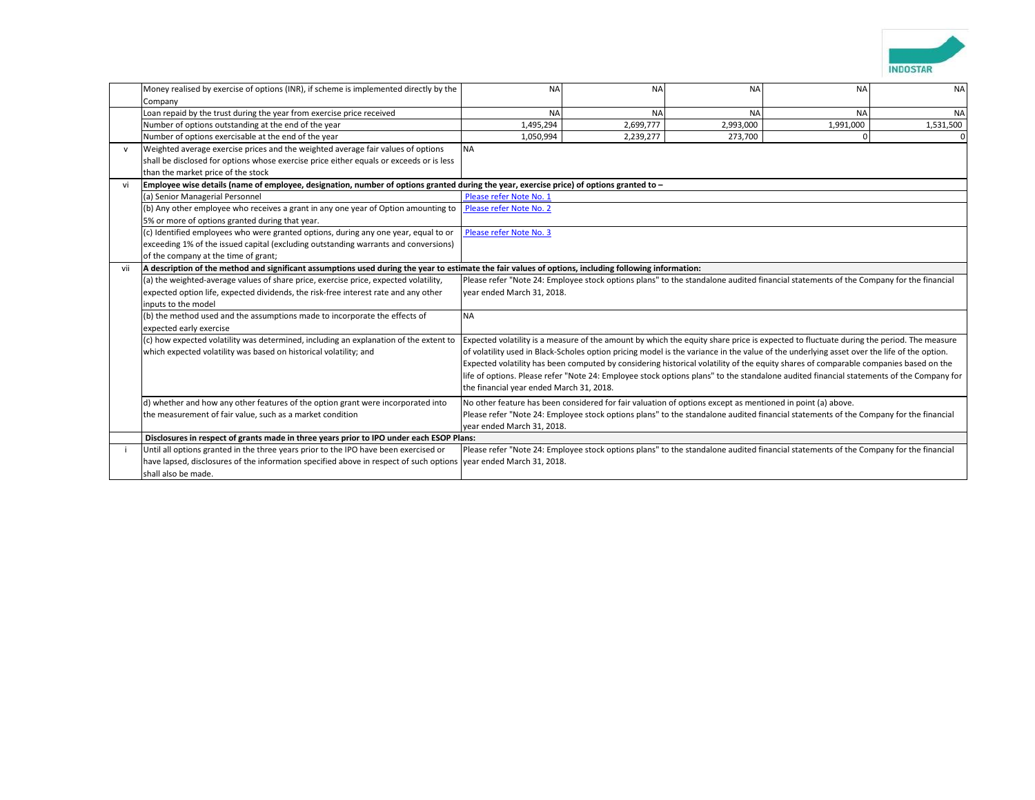|  |  |  |  |  |  |  |
|---|---|---|---|---|---|---|
|  | Money realised by exercise of options (INR), if scheme is implemented directly by the Company | NA | NA | NA | NA | NA |
|  | Loan repaid by the trust during the year from exercise price received | NA | NA | NA | NA | NA |
|  | Number of options outstanding at the end of the year | 1,495,294 | 2,699,777 | 2,993,000 | 1,991,000 | 1,531,500 |
|  | Number of options exercisable at the end of the year | 1,050,994 | 2,239,277 | 273,700 | 0 | 0 |
| v | Weighted average exercise prices and the weighted average fair values of options shall be disclosed for options whose exercise price either equals or exceeds or is less than the market price of the stock | NA |  |  |  |  |
| vi | **Employee wise details (name of employee, designation, number of options granted during the year, exercise price) of options granted to –** |  |  |  |  |  |
|  | (a) Senior Managerial Personnel | Please refer Note No. 1 |  |  |  |  |
|  | (b) Any other employee who receives a grant in any one year of Option amounting to 5% or more of options granted during that year. | Please refer Note No. 2 |  |  |  |  |
|  | (c) Identified employees who were granted options, during any one year, equal to or exceeding 1% of the issued capital (excluding outstanding warrants and conversions) of the company at the time of grant; | Please refer Note No. 3 |  |  |  |  |
| vii | **A description of the method and significant assumptions used during the year to estimate the fair values of options, including following information:** |  |  |  |  |  |
|  | (a) the weighted-average values of share price, exercise price, expected volatility, expected option life, expected dividends, the risk-free interest rate and any other inputs to the model | Please refer "Note 24: Employee stock options plans" to the standalone audited financial statements of the Company for the financial year ended March 31, 2018. |  |  |  |  |
|  | (b) the method used and the assumptions made to incorporate the effects of expected early exercise | NA |  |  |  |  |
|  | (c) how expected volatility was determined, including an explanation of the extent to which expected volatility was based on historical volatility; and | Expected volatility is a measure of the amount by which the equity share price is expected to fluctuate during the period. The measure of volatility used in Black-Scholes option pricing model is the variance in the value of the underlying asset over the life of the option. Expected volatility has been computed by considering historical volatility of the equity shares of comparable companies based on the life of options. Please refer "Note 24: Employee stock options plans" to the standalone audited financial statements of the Company for the financial year ended March 31, 2018. |  |  |  |  |
|  | d) whether and how any other features of the option grant were incorporated into the measurement of fair value, such as a market condition | No other feature has been considered for fair valuation of options except as mentioned in point (a) above. Please refer "Note 24: Employee stock options plans" to the standalone audited financial statements of the Company for the financial year ended March 31, 2018. |  |  |  |  |
|  | **Disclosures in respect of grants made in three years prior to IPO under each ESOP Plans:** |  |  |  |  |  |
| i | Until all options granted in the three years prior to the IPO have been exercised or have lapsed, disclosures of the information specified above in respect of such options shall also be made. | Please refer "Note 24: Employee stock options plans" to the standalone audited financial statements of the Company for the financial year ended March 31, 2018. |  |  |  |  |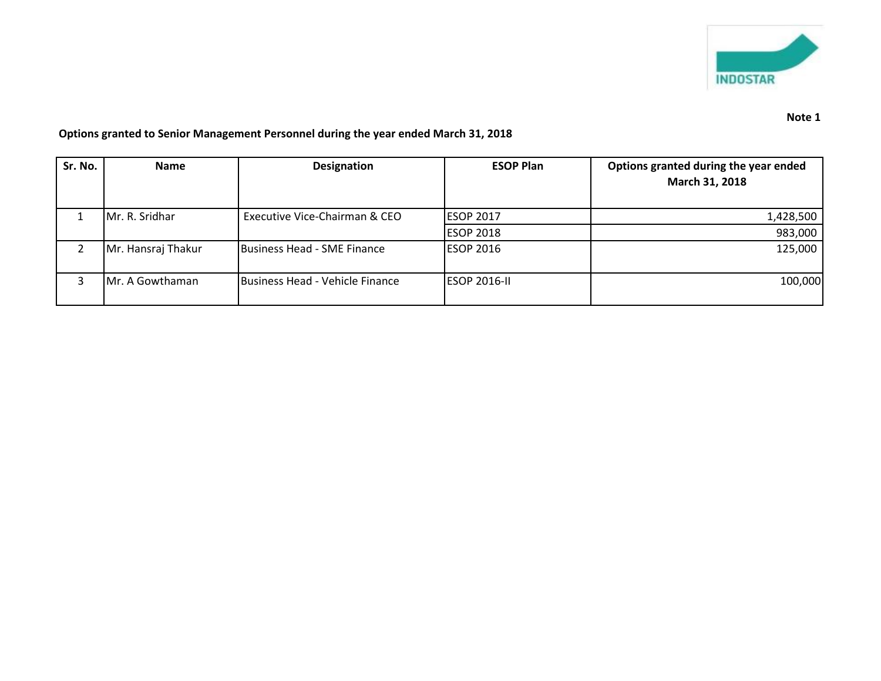Note 1

**Options granted to Senior Management Personnel during the year ended March 31, 2018**

| Sr. No. | Name | Designation | ESOP Plan | Options granted during the year ended March 31, 2018 |
|---|---|---|---|---|
| 1 | Mr. R. Sridhar | Executive Vice-Chairman & CEO | ESOP 2017 | 1,428,500 |
| | | | ESOP 2018 | 983,000 |
| 2 | Mr. Hansraj Thakur | Business Head - SME Finance | ESOP 2016 | 125,000 |
| 3 | Mr. A Gowthaman | Business Head - Vehicle Finance | ESOP 2016-II | 100,000 |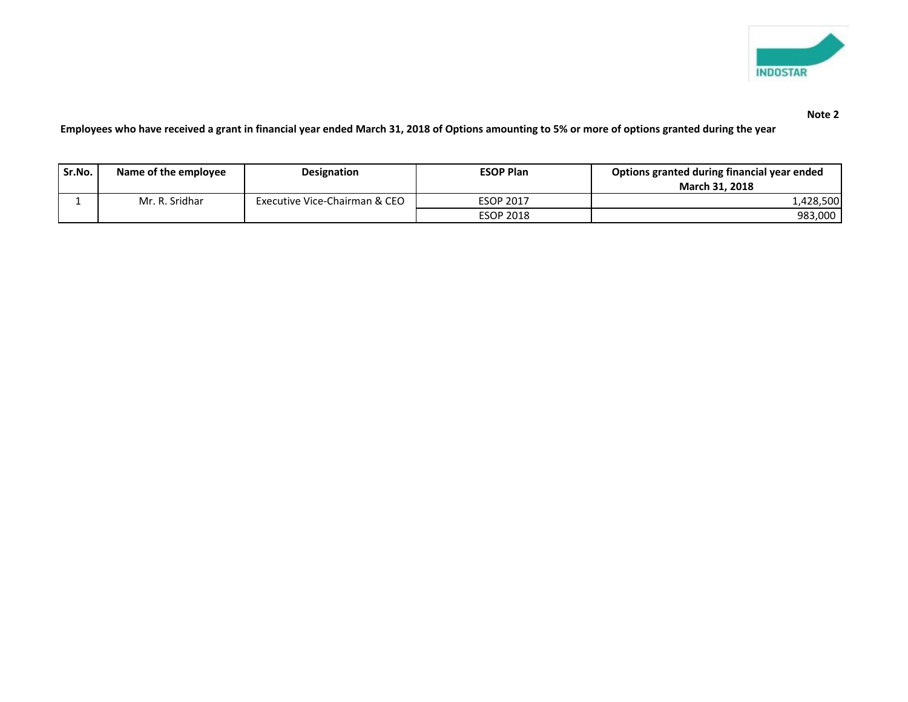**Note 2**

**Employees who have received a grant in financial year ended March 31, 2018 of Options amounting to 5% or more of options granted during the year**

| Sr.No. | Name of the employee | Designation | ESOP Plan | Options granted during financial year ended March 31, 2018 |
|---|---|---|---|---|
| 1 | Mr. R. Sridhar | Executive Vice-Chairman & CEO | ESOP 2017 | 1,428,500 |
| | | | ESOP 2018 | 983,000 |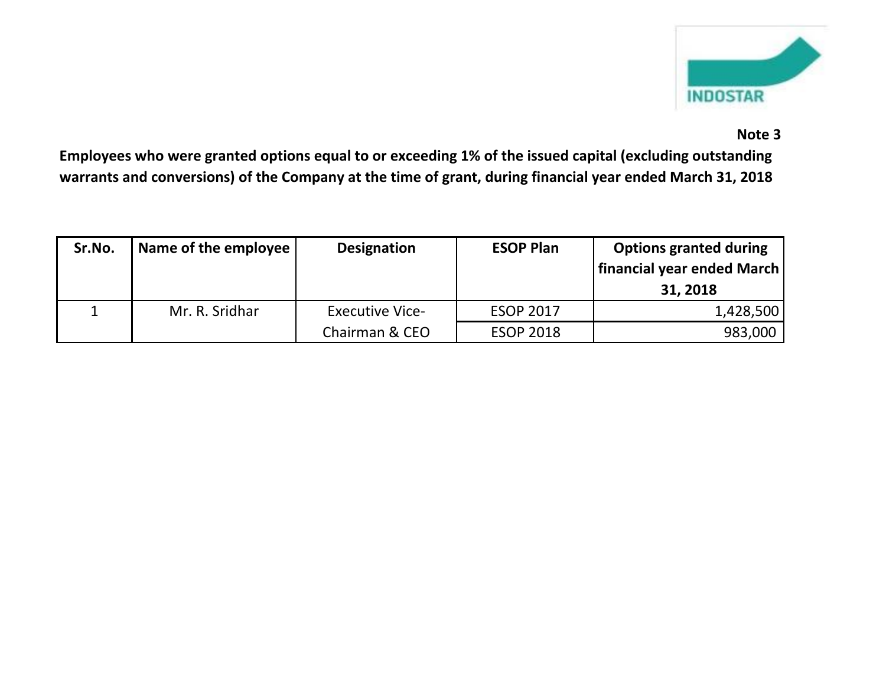**Note 3**

**Employees who were granted options equal to or exceeding 1% of the issued capital (excluding outstanding warrants and conversions) of the Company at the time of grant, during financial year ended March 31, 2018**

| Sr.No. | Name of the employee | Designation | ESOP Plan | Options granted during financial year ended March 31, 2018 |
|---|---|---|---|---|
| 1 | Mr. R. Sridhar | Executive Vice-Chairman & CEO | ESOP 2017 | 1,428,500 |
| | | | ESOP 2018 | 983,000 |